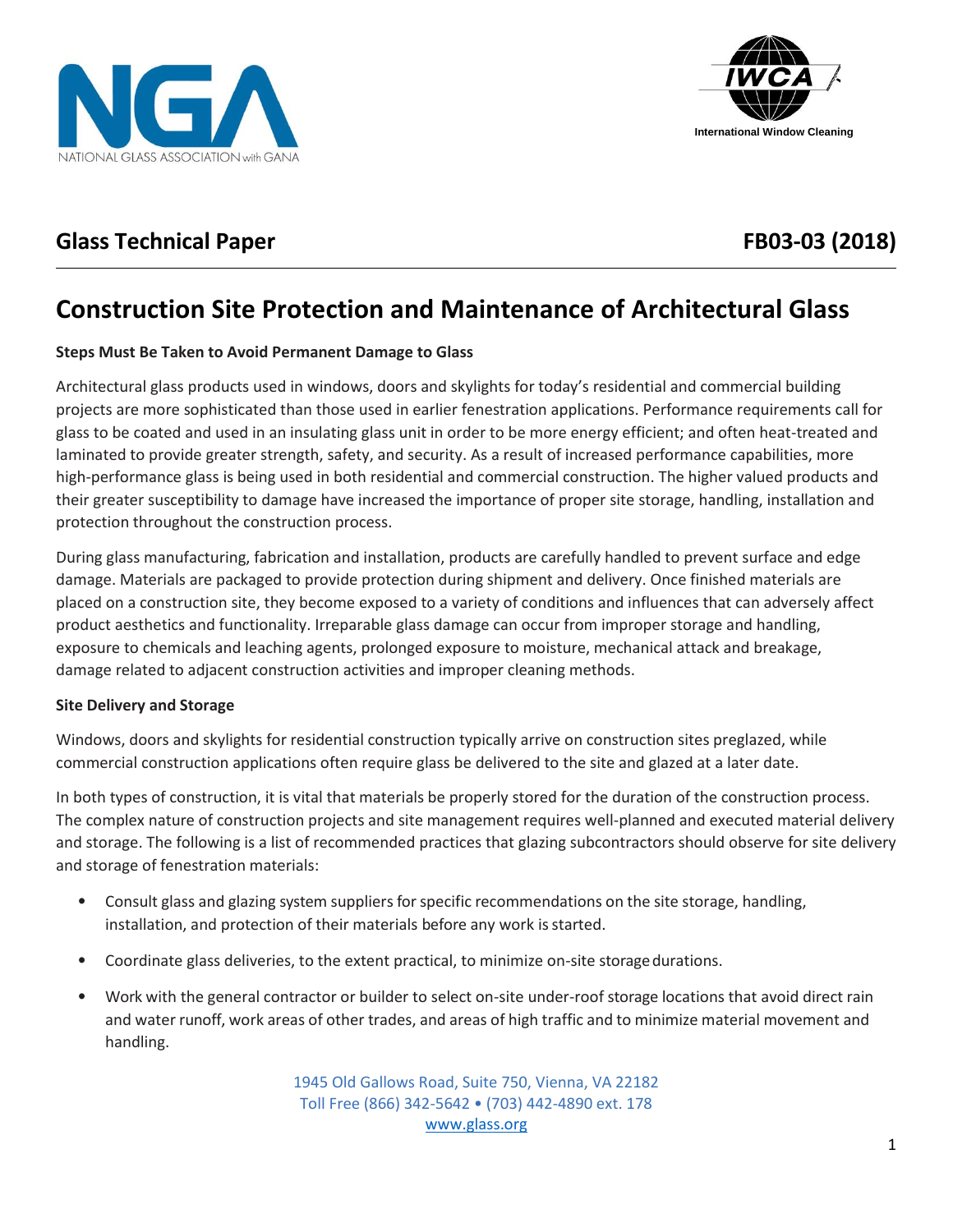NATIONAL GLASS ASSOCIATION with GANA

International Window Cleaning

## Glass Technical Paper

**FB03-03 (2018)**

# Construction Site Protection and Maintenance of Architectural Glass

**Steps Must Be Taken to Avoid Permanent Damage to Glass**

Architectural glass products used in windows, doors and skylights for today's residential and commercial building projects are more sophisticated than those used in earlier fenestration applications. Performance requirements call for glass to be coated and used in an insulating glass unit in order to be more energy efficient; and often heat-treated and laminated to provide greater strength, safety, and security. As a result of increased performance capabilities, more high-performance glass is being used in both residential and commercial construction. The higher valued products and their greater susceptibility to damage have increased the importance of proper site storage, handling, installation and protection throughout the construction process.

During glass manufacturing, fabrication and installation, products are carefully handled to prevent surface and edge damage. Materials are packaged to provide protection during shipment and delivery. Once finished materials are placed on a construction site, they become exposed to a variety of conditions and influences that can adversely affect product aesthetics and functionality. Irreparable glass damage can occur from improper storage and handling, exposure to chemicals and leaching agents, prolonged exposure to moisture, mechanical attack and breakage, damage related to adjacent construction activities and improper cleaning methods.

**Site Delivery and Storage**

Windows, doors and skylights for residential construction typically arrive on construction sites preglazed, while commercial construction applications often require glass be delivered to the site and glazed at a later date.

In both types of construction, it is vital that materials be properly stored for the duration of the construction process. The complex nature of construction projects and site management requires well-planned and executed material delivery and storage. The following is a list of recommended practices that glazing subcontractors should observe for site delivery and storage of fenestration materials:

- Consult glass and glazing system suppliers for specific recommendations on the site storage, handling, installation, and protection of their materials before any work is started.
- Coordinate glass deliveries, to the extent practical, to minimize on-site storage durations.
- Work with the general contractor or builder to select on-site under-roof storage locations that avoid direct rain and water runoff, work areas of other trades, and areas of high traffic and to minimize material movement and handling.

1945 Old Gallows Road, Suite 750, Vienna, VA 22182
Toll Free (866) 342-5642 • (703) 442-4890 ext. 178
www.glass.org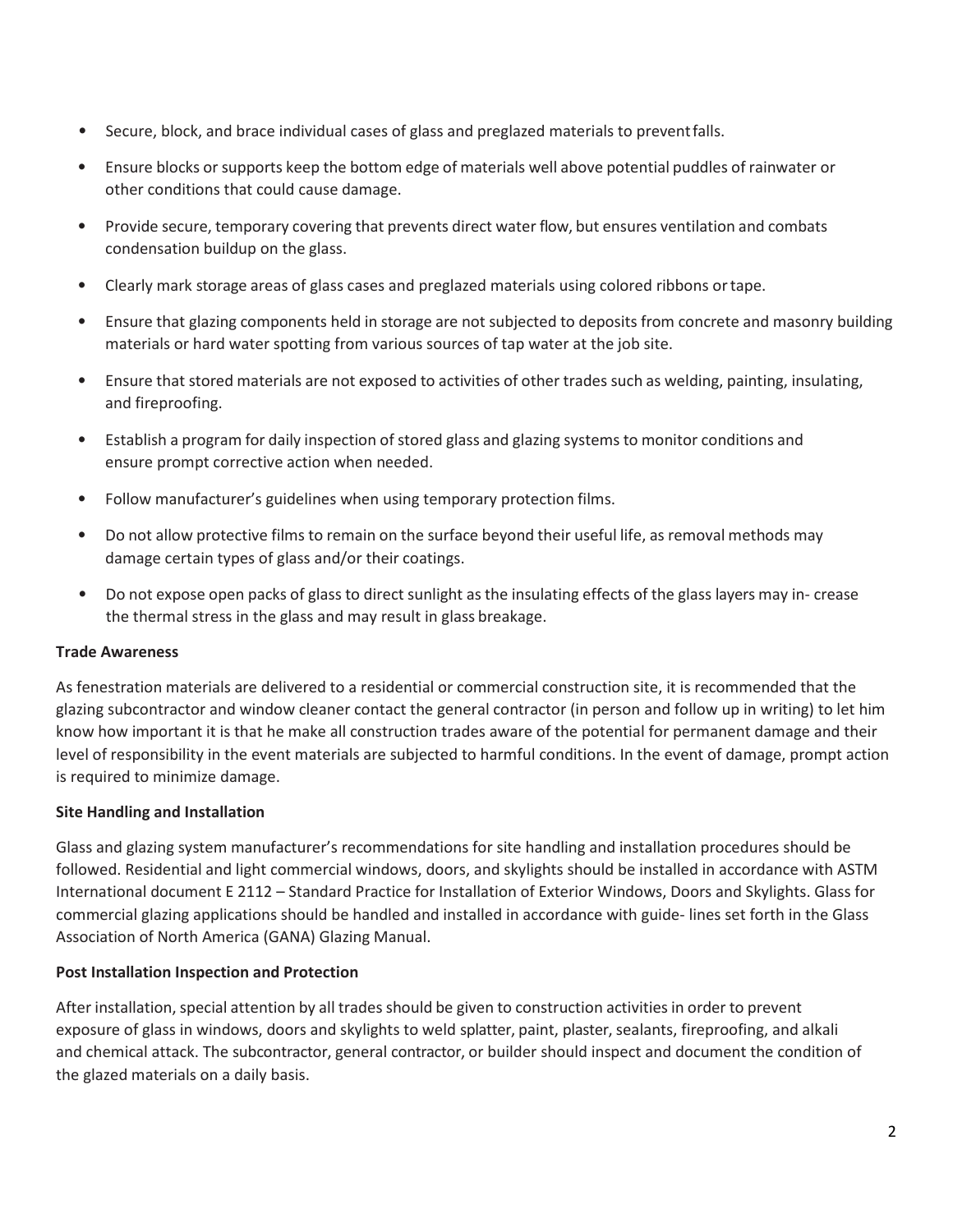- Secure, block, and brace individual cases of glass and preglazed materials to prevent falls.
- Ensure blocks or supports keep the bottom edge of materials well above potential puddles of rainwater or other conditions that could cause damage.
- Provide secure, temporary covering that prevents direct water flow, but ensures ventilation and combats condensation buildup on the glass.
- Clearly mark storage areas of glass cases and preglazed materials using colored ribbons or tape.
- Ensure that glazing components held in storage are not subjected to deposits from concrete and masonry building materials or hard water spotting from various sources of tap water at the job site.
- Ensure that stored materials are not exposed to activities of other trades such as welding, painting, insulating, and fireproofing.
- Establish a program for daily inspection of stored glass and glazing systems to monitor conditions and ensure prompt corrective action when needed.
- Follow manufacturer's guidelines when using temporary protection films.
- Do not allow protective films to remain on the surface beyond their useful life, as removal methods may damage certain types of glass and/or their coatings.
- Do not expose open packs of glass to direct sunlight as the insulating effects of the glass layers may in- crease the thermal stress in the glass and may result in glass breakage.

**Trade Awareness**

As fenestration materials are delivered to a residential or commercial construction site, it is recommended that the glazing subcontractor and window cleaner contact the general contractor (in person and follow up in writing) to let him know how important it is that he make all construction trades aware of the potential for permanent damage and their level of responsibility in the event materials are subjected to harmful conditions. In the event of damage, prompt action is required to minimize damage.

**Site Handling and Installation**

Glass and glazing system manufacturer's recommendations for site handling and installation procedures should be followed. Residential and light commercial windows, doors, and skylights should be installed in accordance with ASTM International document E 2112 – Standard Practice for Installation of Exterior Windows, Doors and Skylights. Glass for commercial glazing applications should be handled and installed in accordance with guide- lines set forth in the Glass Association of North America (GANA) Glazing Manual.

**Post Installation Inspection and Protection**

After installation, special attention by all trades should be given to construction activities in order to prevent exposure of glass in windows, doors and skylights to weld splatter, paint, plaster, sealants, fireproofing, and alkali and chemical attack. The subcontractor, general contractor, or builder should inspect and document the condition of the glazed materials on a daily basis.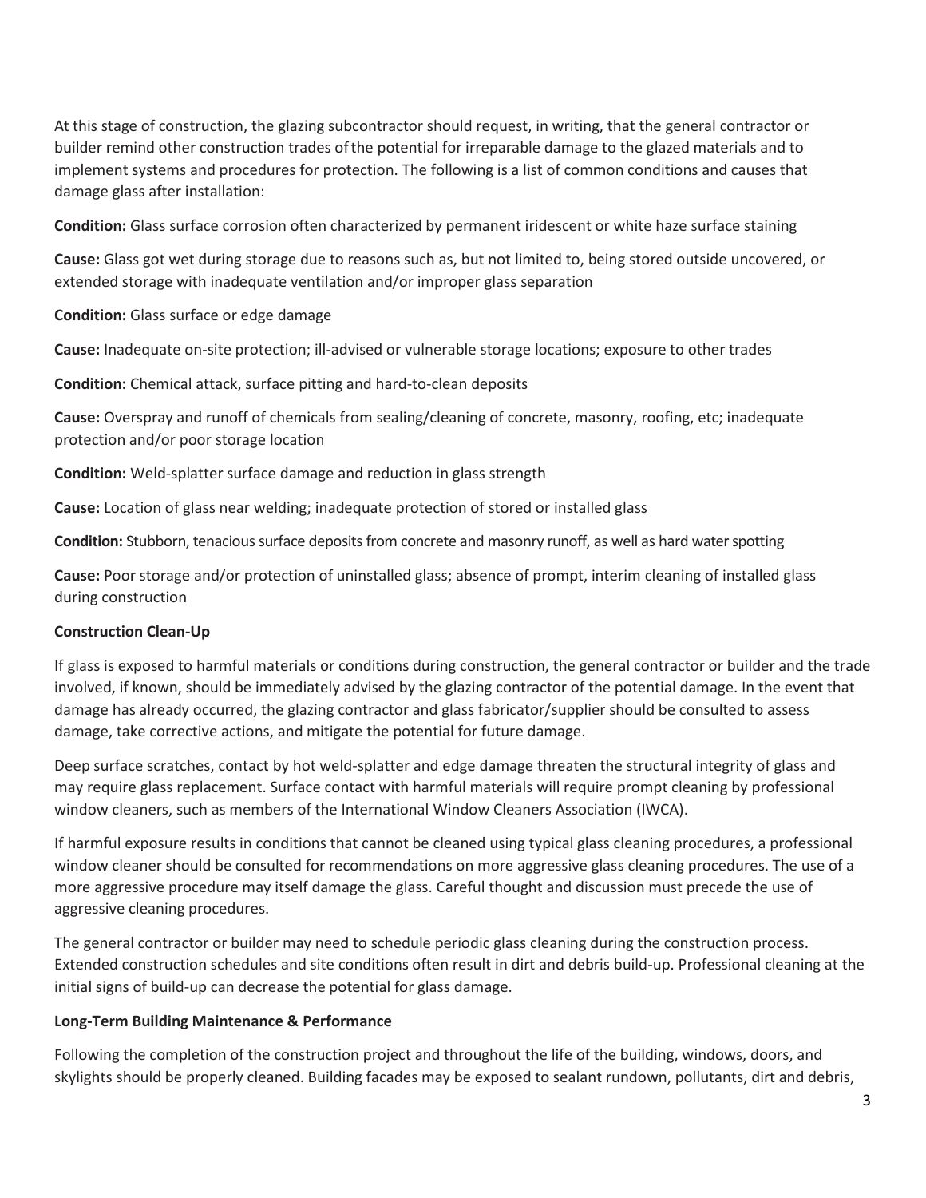At this stage of construction, the glazing subcontractor should request, in writing, that the general contractor or builder remind other construction trades of the potential for irreparable damage to the glazed materials and to implement systems and procedures for protection. The following is a list of common conditions and causes that damage glass after installation:

**Condition:** Glass surface corrosion often characterized by permanent iridescent or white haze surface staining

**Cause:** Glass got wet during storage due to reasons such as, but not limited to, being stored outside uncovered, or extended storage with inadequate ventilation and/or improper glass separation

**Condition:** Glass surface or edge damage

**Cause:** Inadequate on-site protection; ill-advised or vulnerable storage locations; exposure to other trades

**Condition:** Chemical attack, surface pitting and hard-to-clean deposits

**Cause:** Overspray and runoff of chemicals from sealing/cleaning of concrete, masonry, roofing, etc; inadequate protection and/or poor storage location

**Condition:** Weld-splatter surface damage and reduction in glass strength

**Cause:** Location of glass near welding; inadequate protection of stored or installed glass

**Condition:** Stubborn, tenacious surface deposits from concrete and masonry runoff, as well as hard water spotting

**Cause:** Poor storage and/or protection of uninstalled glass; absence of prompt, interim cleaning of installed glass during construction

**Construction Clean-Up**

If glass is exposed to harmful materials or conditions during construction, the general contractor or builder and the trade involved, if known, should be immediately advised by the glazing contractor of the potential damage. In the event that damage has already occurred, the glazing contractor and glass fabricator/supplier should be consulted to assess damage, take corrective actions, and mitigate the potential for future damage.

Deep surface scratches, contact by hot weld-splatter and edge damage threaten the structural integrity of glass and may require glass replacement. Surface contact with harmful materials will require prompt cleaning by professional window cleaners, such as members of the International Window Cleaners Association (IWCA).

If harmful exposure results in conditions that cannot be cleaned using typical glass cleaning procedures, a professional window cleaner should be consulted for recommendations on more aggressive glass cleaning procedures. The use of a more aggressive procedure may itself damage the glass. Careful thought and discussion must precede the use of aggressive cleaning procedures.

The general contractor or builder may need to schedule periodic glass cleaning during the construction process. Extended construction schedules and site conditions often result in dirt and debris build-up. Professional cleaning at the initial signs of build-up can decrease the potential for glass damage.

**Long-Term Building Maintenance & Performance**

Following the completion of the construction project and throughout the life of the building, windows, doors, and skylights should be properly cleaned. Building facades may be exposed to sealant rundown, pollutants, dirt and debris,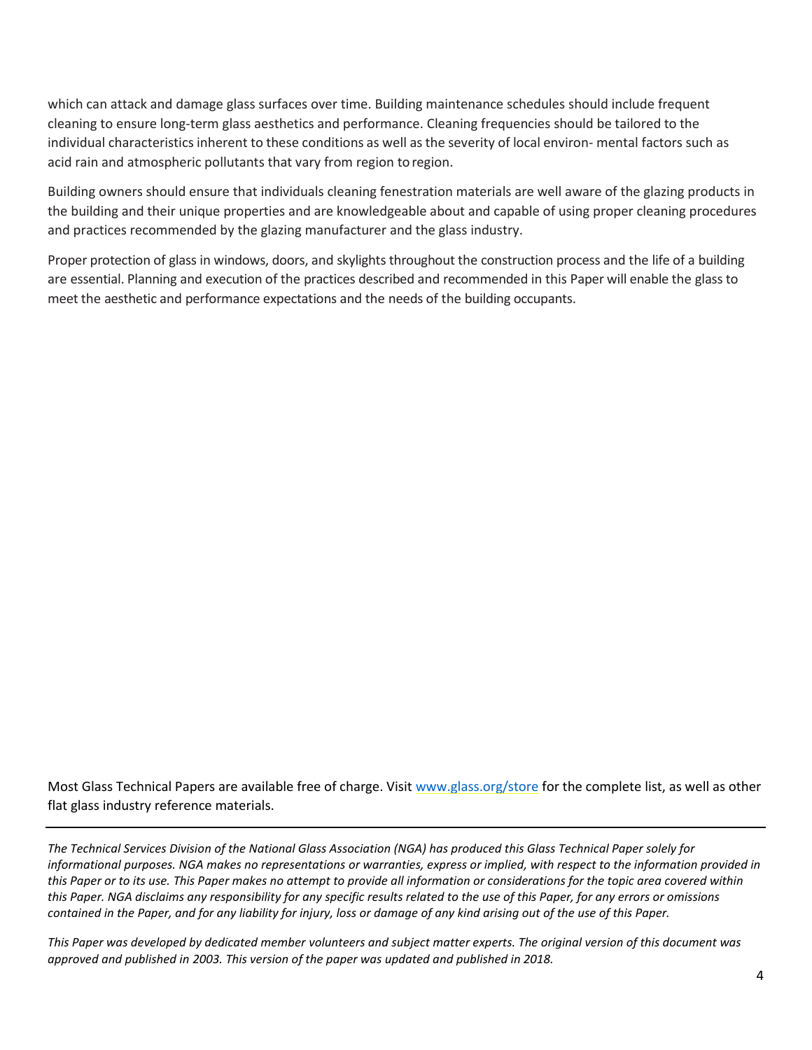which can attack and damage glass surfaces over time. Building maintenance schedules should include frequent cleaning to ensure long-term glass aesthetics and performance. Cleaning frequencies should be tailored to the individual characteristics inherent to these conditions as well as the severity of local environ- mental factors such as acid rain and atmospheric pollutants that vary from region to region.

Building owners should ensure that individuals cleaning fenestration materials are well aware of the glazing products in the building and their unique properties and are knowledgeable about and capable of using proper cleaning procedures and practices recommended by the glazing manufacturer and the glass industry.

Proper protection of glass in windows, doors, and skylights throughout the construction process and the life of a building are essential. Planning and execution of the practices described and recommended in this Paper will enable the glass to meet the aesthetic and performance expectations and the needs of the building occupants.

Most Glass Technical Papers are available free of charge. Visit www.glass.org/store for the complete list, as well as other flat glass industry reference materials.

---

*The Technical Services Division of the National Glass Association (NGA) has produced this Glass Technical Paper solely for informational purposes. NGA makes no representations or warranties, express or implied, with respect to the information provided in this Paper or to its use. This Paper makes no attempt to provide all information or considerations for the topic area covered within this Paper. NGA disclaims any responsibility for any specific results related to the use of this Paper, for any errors or omissions contained in the Paper, and for any liability for injury, loss or damage of any kind arising out of the use of this Paper.*

*This Paper was developed by dedicated member volunteers and subject matter experts. The original version of this document was approved and published in 2003. This version of the paper was updated and published in 2018.*